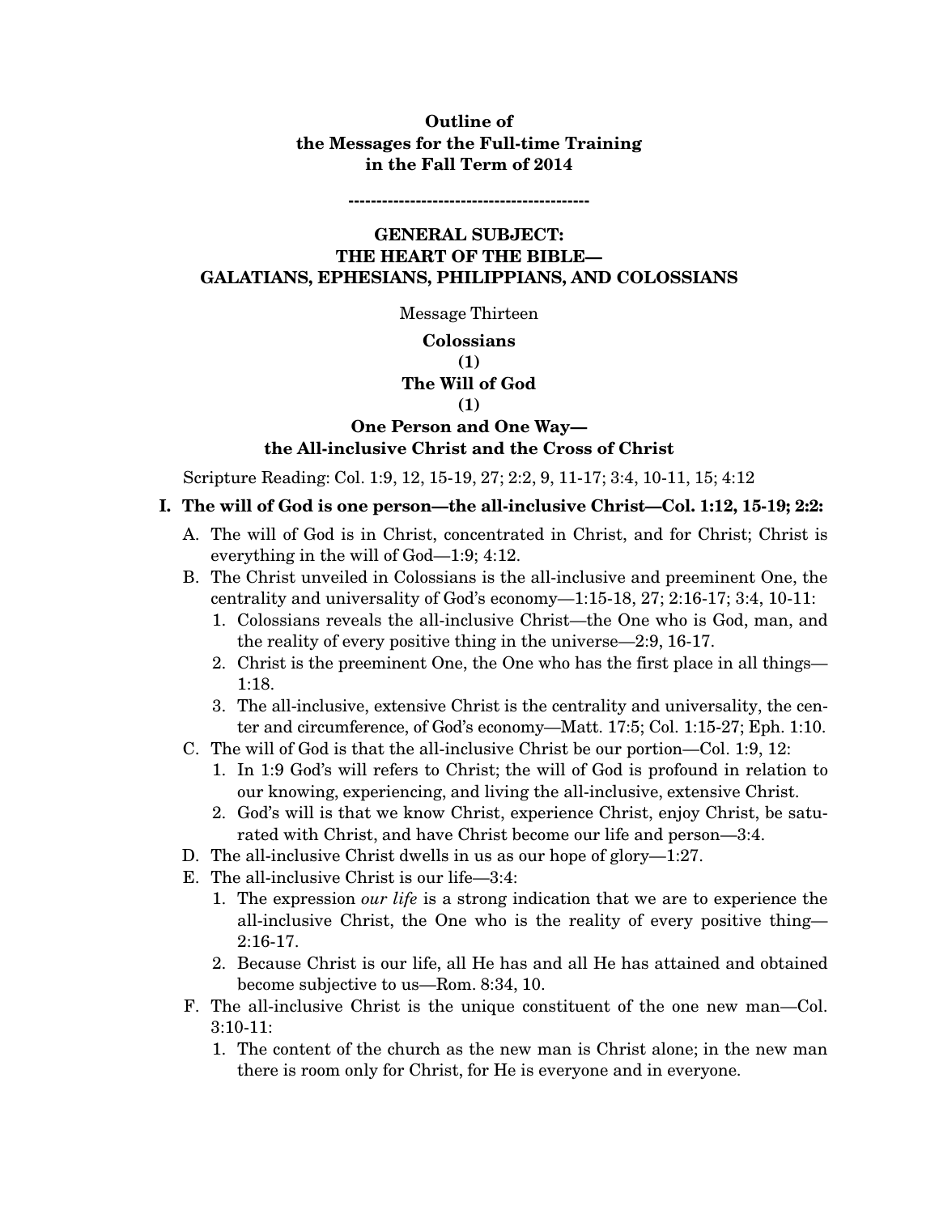**Outline of**
**the Messages for the Full-time Training**
**in the Fall Term of 2014**

**-------------------------------------------**

## GENERAL SUBJECT: THE HEART OF THE BIBLE— GALATIANS, EPHESIANS, PHILIPPIANS, AND COLOSSIANS

Message Thirteen

### Colossians (1) The Will of God (1) One Person and One Way— the All-inclusive Christ and the Cross of Christ

Scripture Reading: Col. 1:9, 12, 15-19, 27; 2:2, 9, 11-17; 3:4, 10-11, 15; 4:12

**I. The will of God is one person—the all-inclusive Christ—Col. 1:12, 15-19; 2:2:**

A. The will of God is in Christ, concentrated in Christ, and for Christ; Christ is everything in the will of God—1:9; 4:12.

B. The Christ unveiled in Colossians is the all-inclusive and preeminent One, the centrality and universality of God's economy—1:15-18, 27; 2:16-17; 3:4, 10-11:

1. Colossians reveals the all-inclusive Christ—the One who is God, man, and the reality of every positive thing in the universe—2:9, 16-17.
2. Christ is the preeminent One, the One who has the first place in all things—1:18.
3. The all-inclusive, extensive Christ is the centrality and universality, the center and circumference, of God's economy—Matt. 17:5; Col. 1:15-27; Eph. 1:10.

C. The will of God is that the all-inclusive Christ be our portion—Col. 1:9, 12:

1. In 1:9 God's will refers to Christ; the will of God is profound in relation to our knowing, experiencing, and living the all-inclusive, extensive Christ.
2. God's will is that we know Christ, experience Christ, enjoy Christ, be saturated with Christ, and have Christ become our life and person—3:4.

D. The all-inclusive Christ dwells in us as our hope of glory—1:27.

E. The all-inclusive Christ is our life—3:4:

1. The expression *our life* is a strong indication that we are to experience the all-inclusive Christ, the One who is the reality of every positive thing—2:16-17.
2. Because Christ is our life, all He has and all He has attained and obtained become subjective to us—Rom. 8:34, 10.

F. The all-inclusive Christ is the unique constituent of the one new man—Col. 3:10-11:

1. The content of the church as the new man is Christ alone; in the new man there is room only for Christ, for He is everyone and in everyone.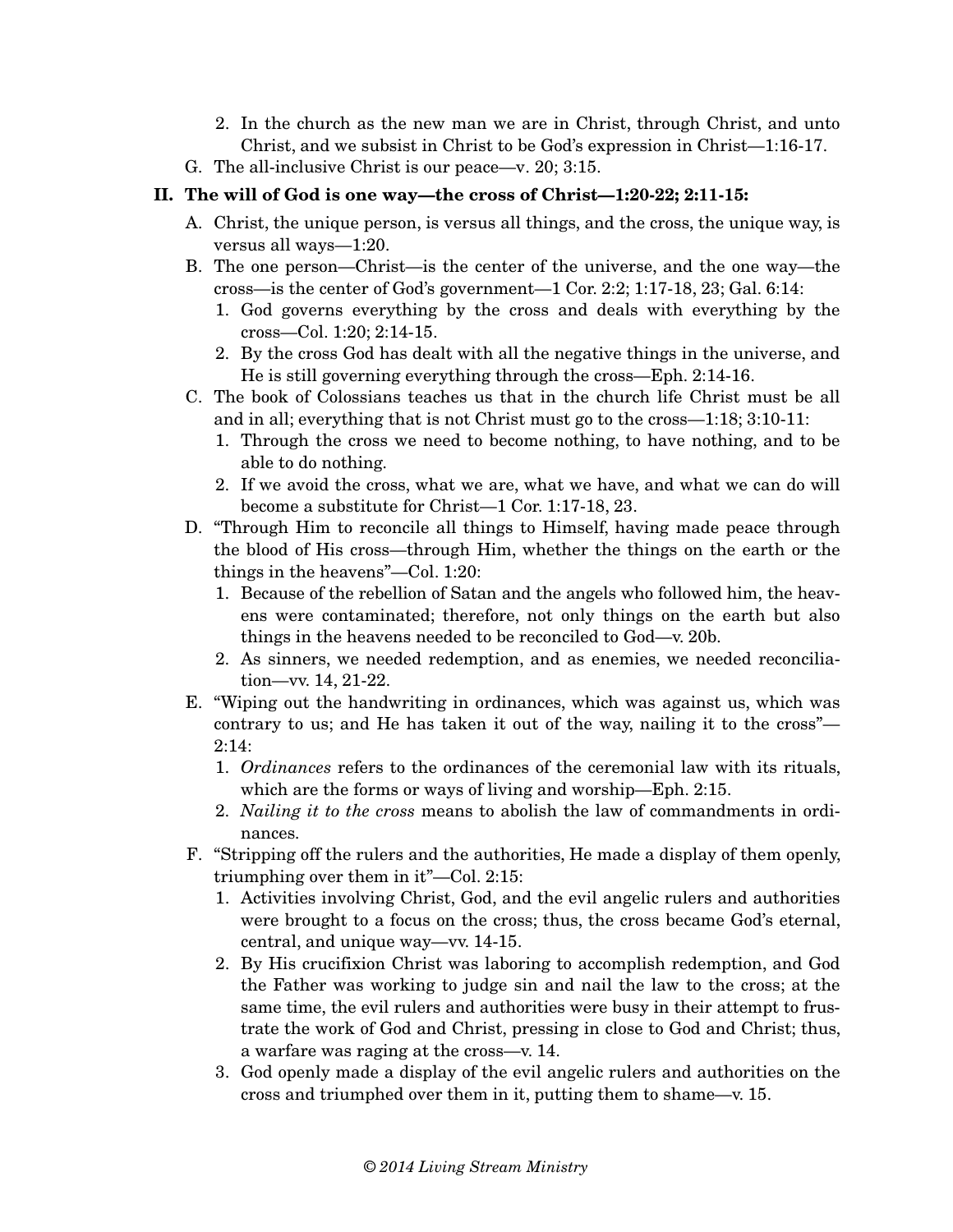2. In the church as the new man we are in Christ, through Christ, and unto Christ, and we subsist in Christ to be God's expression in Christ—1:16-17.

G. The all-inclusive Christ is our peace—v. 20; 3:15.

## II. The will of God is one way—the cross of Christ—1:20-22; 2:11-15:

A. Christ, the unique person, is versus all things, and the cross, the unique way, is versus all ways—1:20.

B. The one person—Christ—is the center of the universe, and the one way—the cross—is the center of God's government—1 Cor. 2:2; 1:17-18, 23; Gal. 6:14:
   1. God governs everything by the cross and deals with everything by the cross—Col. 1:20; 2:14-15.
   2. By the cross God has dealt with all the negative things in the universe, and He is still governing everything through the cross—Eph. 2:14-16.

C. The book of Colossians teaches us that in the church life Christ must be all and in all; everything that is not Christ must go to the cross—1:18; 3:10-11:
   1. Through the cross we need to become nothing, to have nothing, and to be able to do nothing.
   2. If we avoid the cross, what we are, what we have, and what we can do will become a substitute for Christ—1 Cor. 1:17-18, 23.

D. "Through Him to reconcile all things to Himself, having made peace through the blood of His cross—through Him, whether the things on the earth or the things in the heavens"—Col. 1:20:
   1. Because of the rebellion of Satan and the angels who followed him, the heavens were contaminated; therefore, not only things on the earth but also things in the heavens needed to be reconciled to God—v. 20b.
   2. As sinners, we needed redemption, and as enemies, we needed reconciliation—vv. 14, 21-22.

E. "Wiping out the handwriting in ordinances, which was against us, which was contrary to us; and He has taken it out of the way, nailing it to the cross"—2:14:
   1. *Ordinances* refers to the ordinances of the ceremonial law with its rituals, which are the forms or ways of living and worship—Eph. 2:15.
   2. *Nailing it to the cross* means to abolish the law of commandments in ordinances.

F. "Stripping off the rulers and the authorities, He made a display of them openly, triumphing over them in it"—Col. 2:15:
   1. Activities involving Christ, God, and the evil angelic rulers and authorities were brought to a focus on the cross; thus, the cross became God's eternal, central, and unique way—vv. 14-15.
   2. By His crucifixion Christ was laboring to accomplish redemption, and God the Father was working to judge sin and nail the law to the cross; at the same time, the evil rulers and authorities were busy in their attempt to frustrate the work of God and Christ, pressing in close to God and Christ; thus, a warfare was raging at the cross—v. 14.
   3. God openly made a display of the evil angelic rulers and authorities on the cross and triumphed over them in it, putting them to shame—v. 15.

*© 2014 Living Stream Ministry*